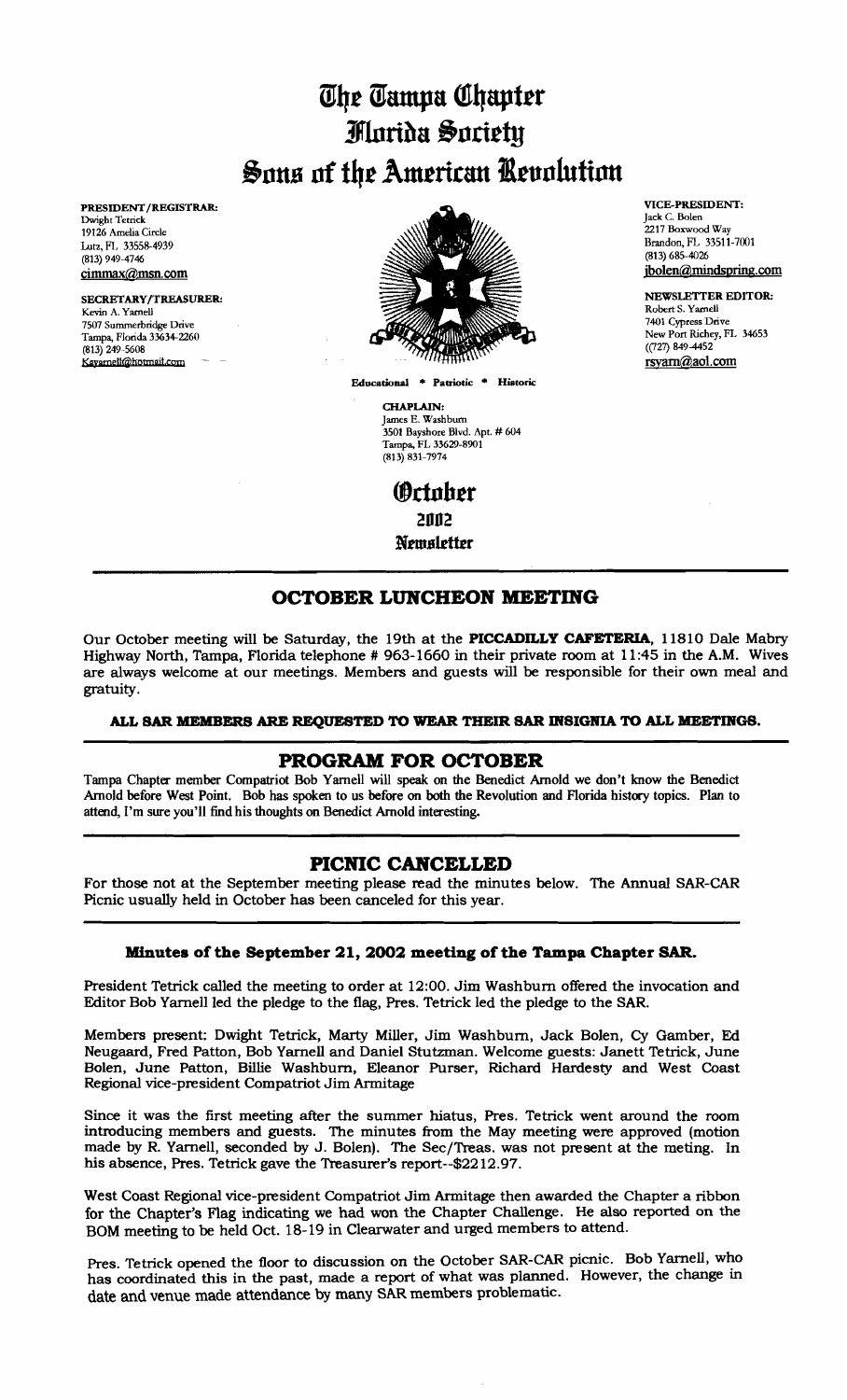# The Tampa Chapter Florida Society Sons of the American Revolution

**PRESIDENT/REGISTRAR:**
Dwight Tetrick
19126 Amelia Circle
Lutz, FL 33558-4939
(813) 949-4746
cimmax@msn.com

**SECRETARY/TREASURER:**
Kevin A. Yarnell
7507 Summerbridge Drive
Tampa, Florida 33634-2260
(813) 249-5608
Kayarnell@hotmail.com

**VICE-PRESIDENT:**
Jack C. Bolen
2217 Boxwood Way
Brandon, FL 33511-7001
(813) 685-4026
jbolen@mindspring.com

**NEWSLETTER EDITOR:**
Robert S. Yarnell
7401 Cypress Drive
New Port Richey, FL 34653
((727) 849-4452
rsyarn@aol.com

**Educational * Patriotic * Historic**

**CHAPLAIN:**
James E. Washburn
3501 Bayshore Blvd. Apt. # 604
Tampa, FL 33629-8901
(813) 831-7974

## October 2002 Newsletter

---

## OCTOBER LUNCHEON MEETING

Our October meeting will be Saturday, the 19th at the **PICCADILLY CAFETERIA**, 11810 Dale Mabry Highway North, Tampa, Florida telephone # 963-1660 in their private room at 11:45 in the A.M. Wives are always welcome at our meetings. Members and guests will be responsible for their own meal and gratuity.

**ALL SAR MEMBERS ARE REQUESTED TO WEAR THEIR SAR INSIGNIA TO ALL MEETINGS.**

---

## PROGRAM FOR OCTOBER

Tampa Chapter member Compatriot Bob Yarnell will speak on the Benedict Arnold we don't know the Benedict Arnold before West Point. Bob has spoken to us before on both the Revolution and Florida history topics. Plan to attend, I'm sure you'll find his thoughts on Benedict Arnold interesting.

---

## PICNIC CANCELLED

For those not at the September meeting please read the minutes below. The Annual SAR-CAR Picnic usually held in October has been canceled for this year.

---

### Minutes of the September 21, 2002 meeting of the Tampa Chapter SAR.

President Tetrick called the meeting to order at 12:00. Jim Washburn offered the invocation and Editor Bob Yarnell led the pledge to the flag, Pres. Tetrick led the pledge to the SAR.

Members present: Dwight Tetrick, Marty Miller, Jim Washburn, Jack Bolen, Cy Gamber, Ed Neugaard, Fred Patton, Bob Yarnell and Daniel Stutzman. Welcome guests: Janett Tetrick, June Bolen, June Patton, Billie Washburn, Eleanor Purser, Richard Hardesty and West Coast Regional vice-president Compatriot Jim Armitage

Since it was the first meeting after the summer hiatus, Pres. Tetrick went around the room introducing members and guests. The minutes from the May meeting were approved (motion made by R. Yarnell, seconded by J. Bolen). The Sec/Treas. was not present at the meting. In his absence, Pres. Tetrick gave the Treasurer's report--$2212.97.

West Coast Regional vice-president Compatriot Jim Armitage then awarded the Chapter a ribbon for the Chapter's Flag indicating we had won the Chapter Challenge. He also reported on the BOM meeting to be held Oct. 18-19 in Clearwater and urged members to attend.

Pres. Tetrick opened the floor to discussion on the October SAR-CAR picnic. Bob Yarnell, who has coordinated this in the past, made a report of what was planned. However, the change in date and venue made attendance by many SAR members problematic.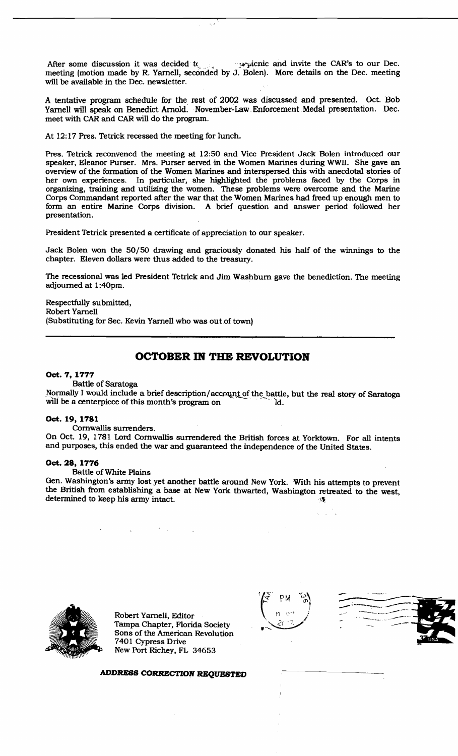After some discussion it was decided to ... picnic and invite the CAR's to our Dec. meeting (motion made by R. Yarnell, seconded by J. Bolen). More details on the Dec. meeting will be available in the Dec. newsletter.

A tentative program schedule for the rest of 2002 was discussed and presented. Oct. Bob Yarnell will speak on Benedict Arnold. November-Law Enforcement Medal presentation. Dec. meet with CAR and CAR will do the program.

At 12:17 Pres. Tetrick recessed the meeting for lunch.

Pres. Tetrick reconvened the meeting at 12:50 and Vice President Jack Bolen introduced our speaker, Eleanor Purser. Mrs. Purser served in the Women Marines during WWII. She gave an overview of the formation of the Women Marines and interspersed this with anecdotal stories of her own experiences. In particular, she highlighted the problems faced by the Corps in organizing, training and utilizing the women. These problems were overcome and the Marine Corps Commandant reported after the war that the Women Marines had freed up enough men to form an entire Marine Corps division. A brief question and answer period followed her presentation.

President Tetrick presented a certificate of appreciation to our speaker.

Jack Bolen won the 50/50 drawing and graciously donated his half of the winnings to the chapter. Eleven dollars were thus added to the treasury.

The recessional was led President Tetrick and Jim Washburn gave the benediction. The meeting adjourned at 1:40pm.

Respectfully submitted,
Robert Yarnell
(Substituting for Sec. Kevin Yarnell who was out of town)

---

## OCTOBER IN THE REVOLUTION

**Oct. 7, 1777**

Battle of Saratoga

Normally I would include a brief description/account of the battle, but the real story of Saratoga will be a centerpiece of this month's program on ... ld.

**Oct. 19, 1781**

Cornwallis surrenders.

On Oct. 19, 1781 Lord Cornwallis surrendered the British forces at Yorktown. For all intents and purposes, this ended the war and guaranteed the independence of the United States.

**Oct. 28, 1776**

Battle of White Plains

Gen. Washington's army lost yet another battle around New York. With his attempts to prevent the British from establishing a base at New York thwarted, Washington retreated to the west, determined to keep his army intact.

Robert Yarnell, Editor
Tampa Chapter, Florida Society
Sons of the American Revolution
7401 Cypress Drive
New Port Richey, FL 34653

**ADDRESS CORRECTION REQUESTED**